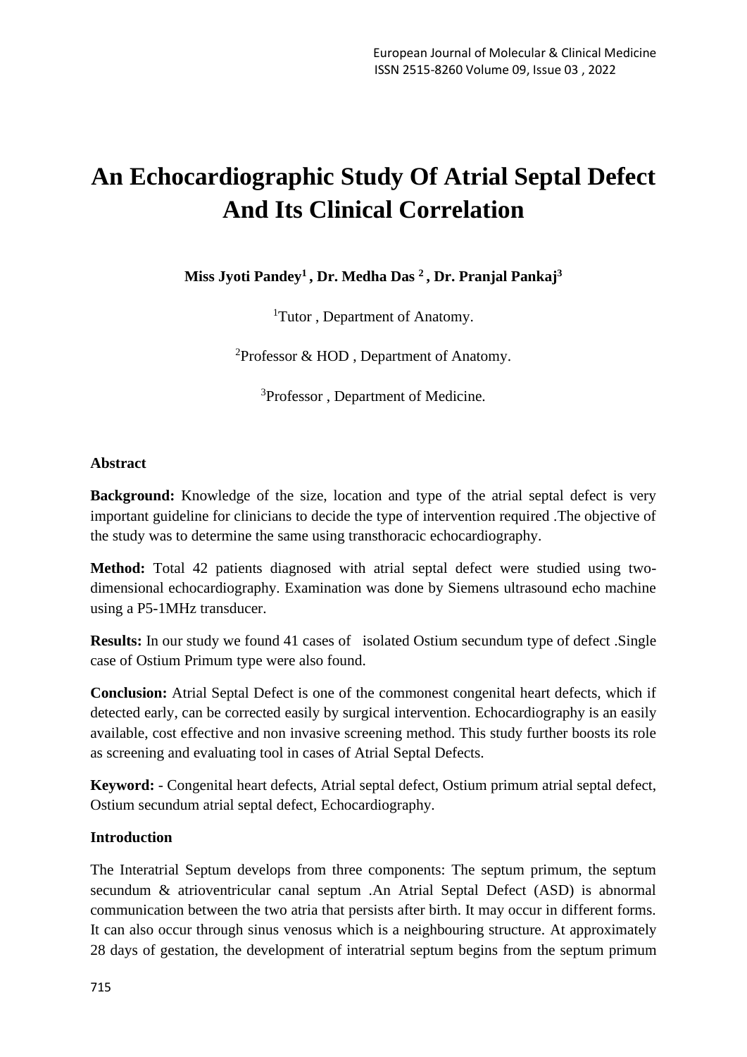# An Echocardiographic Study Of Atrial Septal Defect And Its Clinical Correlation

**Miss Jyoti Pandey[1] , Dr. Medha Das [2] , Dr. Pranjal Pankaj[3]**

[1]Tutor , Department of Anatomy.

[2]Professor & HOD , Department of Anatomy.

[3]Professor , Department of Medicine.

**Abstract**

**Background:** Knowledge of the size, location and type of the atrial septal defect is very important guideline for clinicians to decide the type of intervention required .The objective of the study was to determine the same using transthoracic echocardiography.

**Method:** Total 42 patients diagnosed with atrial septal defect were studied using two-dimensional echocardiography. Examination was done by Siemens ultrasound echo machine using a P5-1MHz transducer.

**Results:** In our study we found 41 cases of isolated Ostium secundum type of defect .Single case of Ostium Primum type were also found.

**Conclusion:** Atrial Septal Defect is one of the commonest congenital heart defects, which if detected early, can be corrected easily by surgical intervention. Echocardiography is an easily available, cost effective and non invasive screening method. This study further boosts its role as screening and evaluating tool in cases of Atrial Septal Defects.

**Keyword:** - Congenital heart defects, Atrial septal defect, Ostium primum atrial septal defect, Ostium secundum atrial septal defect, Echocardiography.

**Introduction**

The Interatrial Septum develops from three components: The septum primum, the septum secundum & atrioventricular canal septum .An Atrial Septal Defect (ASD) is abnormal communication between the two atria that persists after birth. It may occur in different forms. It can also occur through sinus venosus which is a neighbouring structure. At approximately 28 days of gestation, the development of interatrial septum begins from the septum primum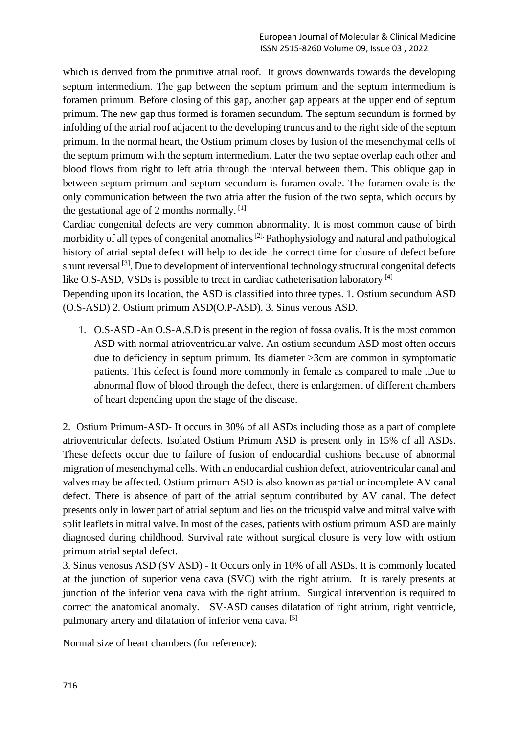which is derived from the primitive atrial roof. It grows downwards towards the developing septum intermedium. The gap between the septum primum and the septum intermedium is foramen primum. Before closing of this gap, another gap appears at the upper end of septum primum. The new gap thus formed is foramen secundum. The septum secundum is formed by infolding of the atrial roof adjacent to the developing truncus and to the right side of the septum primum. In the normal heart, the Ostium primum closes by fusion of the mesenchymal cells of the septum primum with the septum intermedium. Later the two septae overlap each other and blood flows from right to left atria through the interval between them. This oblique gap in between septum primum and septum secundum is foramen ovale. The foramen ovale is the only communication between the two atria after the fusion of the two septa, which occurs by the gestational age of 2 months normally. [1]

Cardiac congenital defects are very common abnormality. It is most common cause of birth morbidity of all types of congenital anomalies [2]. Pathophysiology and natural and pathological history of atrial septal defect will help to decide the correct time for closure of defect before shunt reversal [3]. Due to development of interventional technology structural congenital defects like O.S-ASD, VSDs is possible to treat in cardiac catheterisation laboratory [4]

Depending upon its location, the ASD is classified into three types. 1. Ostium secundum ASD (O.S-ASD) 2. Ostium primum ASD(O.P-ASD). 3. Sinus venous ASD.

1. O.S-ASD -An O.S-A.S.D is present in the region of fossa ovalis. It is the most common ASD with normal atrioventricular valve. An ostium secundum ASD most often occurs due to deficiency in septum primum. Its diameter >3cm are common in symptomatic patients. This defect is found more commonly in female as compared to male .Due to abnormal flow of blood through the defect, there is enlargement of different chambers of heart depending upon the stage of the disease.

2. Ostium Primum-ASD- It occurs in 30% of all ASDs including those as a part of complete atrioventricular defects. Isolated Ostium Primum ASD is present only in 15% of all ASDs. These defects occur due to failure of fusion of endocardial cushions because of abnormal migration of mesenchymal cells. With an endocardial cushion defect, atrioventricular canal and valves may be affected. Ostium primum ASD is also known as partial or incomplete AV canal defect. There is absence of part of the atrial septum contributed by AV canal. The defect presents only in lower part of atrial septum and lies on the tricuspid valve and mitral valve with split leaflets in mitral valve. In most of the cases, patients with ostium primum ASD are mainly diagnosed during childhood. Survival rate without surgical closure is very low with ostium primum atrial septal defect.

3. Sinus venosus ASD (SV ASD) - It Occurs only in 10% of all ASDs. It is commonly located at the junction of superior vena cava (SVC) with the right atrium. It is rarely presents at junction of the inferior vena cava with the right atrium. Surgical intervention is required to correct the anatomical anomaly. SV-ASD causes dilatation of right atrium, right ventricle, pulmonary artery and dilatation of inferior vena cava. [5]

Normal size of heart chambers (for reference):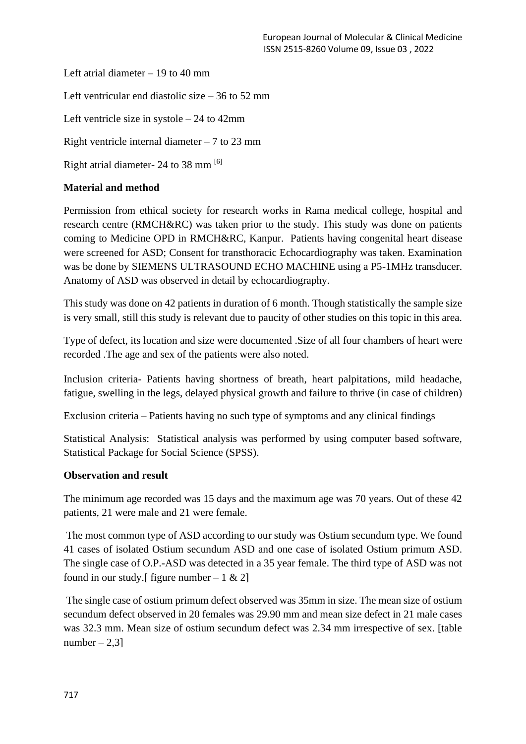Left atrial diameter – 19 to 40 mm

Left ventricular end diastolic size – 36 to 52 mm

Left ventricle size in systole – 24 to 42mm

Right ventricle internal diameter – 7 to 23 mm

Right atrial diameter- 24 to 38 mm [6]

**Material and method**

Permission from ethical society for research works in Rama medical college, hospital and research centre (RMCH&RC) was taken prior to the study. This study was done on patients coming to Medicine OPD in RMCH&RC, Kanpur. Patients having congenital heart disease were screened for ASD; Consent for transthoracic Echocardiography was taken. Examination was be done by SIEMENS ULTRASOUND ECHO MACHINE using a P5-1MHz transducer. Anatomy of ASD was observed in detail by echocardiography.

This study was done on 42 patients in duration of 6 month. Though statistically the sample size is very small, still this study is relevant due to paucity of other studies on this topic in this area.

Type of defect, its location and size were documented .Size of all four chambers of heart were recorded .The age and sex of the patients were also noted.

Inclusion criteria- Patients having shortness of breath, heart palpitations, mild headache, fatigue, swelling in the legs, delayed physical growth and failure to thrive (in case of children)

Exclusion criteria – Patients having no such type of symptoms and any clinical findings

Statistical Analysis: Statistical analysis was performed by using computer based software, Statistical Package for Social Science (SPSS).

**Observation and result**

The minimum age recorded was 15 days and the maximum age was 70 years. Out of these 42 patients, 21 were male and 21 were female.

The most common type of ASD according to our study was Ostium secundum type. We found 41 cases of isolated Ostium secundum ASD and one case of isolated Ostium primum ASD. The single case of O.P.-ASD was detected in a 35 year female. The third type of ASD was not found in our study.[ figure number – 1 & 2]

The single case of ostium primum defect observed was 35mm in size. The mean size of ostium secundum defect observed in 20 females was 29.90 mm and mean size defect in 21 male cases was 32.3 mm. Mean size of ostium secundum defect was 2.34 mm irrespective of sex. [table number – 2,3]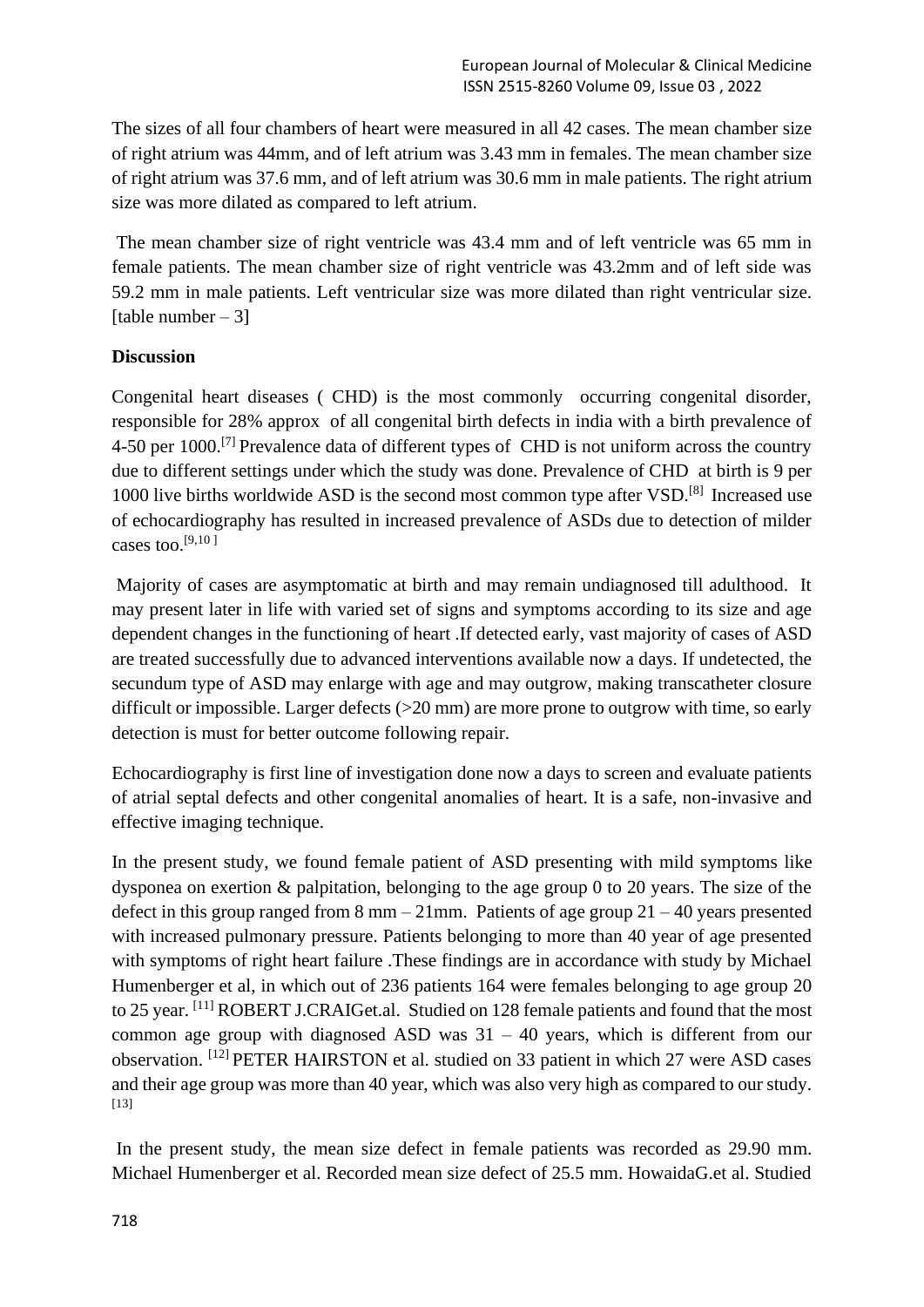The sizes of all four chambers of heart were measured in all 42 cases. The mean chamber size of right atrium was 44mm, and of left atrium was 3.43 mm in females. The mean chamber size of right atrium was 37.6 mm, and of left atrium was 30.6 mm in male patients. The right atrium size was more dilated as compared to left atrium.

The mean chamber size of right ventricle was 43.4 mm and of left ventricle was 65 mm in female patients. The mean chamber size of right ventricle was 43.2mm and of left side was 59.2 mm in male patients. Left ventricular size was more dilated than right ventricular size. [table number – 3]

**Discussion**

Congenital heart diseases ( CHD) is the most commonly occurring congenital disorder, responsible for 28% approx of all congenital birth defects in india with a birth prevalence of 4-50 per 1000.[7] Prevalence data of different types of CHD is not uniform across the country due to different settings under which the study was done. Prevalence of CHD at birth is 9 per 1000 live births worldwide ASD is the second most common type after VSD.[8] Increased use of echocardiography has resulted in increased prevalence of ASDs due to detection of milder cases too.[9,10]

Majority of cases are asymptomatic at birth and may remain undiagnosed till adulthood. It may present later in life with varied set of signs and symptoms according to its size and age dependent changes in the functioning of heart .If detected early, vast majority of cases of ASD are treated successfully due to advanced interventions available now a days. If undetected, the secundum type of ASD may enlarge with age and may outgrow, making transcatheter closure difficult or impossible. Larger defects (>20 mm) are more prone to outgrow with time, so early detection is must for better outcome following repair.

Echocardiography is first line of investigation done now a days to screen and evaluate patients of atrial septal defects and other congenital anomalies of heart. It is a safe, non-invasive and effective imaging technique.

In the present study, we found female patient of ASD presenting with mild symptoms like dysponea on exertion & palpitation, belonging to the age group 0 to 20 years. The size of the defect in this group ranged from 8 mm – 21mm. Patients of age group 21 – 40 years presented with increased pulmonary pressure. Patients belonging to more than 40 year of age presented with symptoms of right heart failure .These findings are in accordance with study by Michael Humenberger et al, in which out of 236 patients 164 were females belonging to age group 20 to 25 year. [11] ROBERT J.CRAIGet.al. Studied on 128 female patients and found that the most common age group with diagnosed ASD was 31 – 40 years, which is different from our observation. [12] PETER HAIRSTON et al. studied on 33 patient in which 27 were ASD cases and their age group was more than 40 year, which was also very high as compared to our study. [13]

In the present study, the mean size defect in female patients was recorded as 29.90 mm. Michael Humenberger et al. Recorded mean size defect of 25.5 mm. HowaidaG.et al. Studied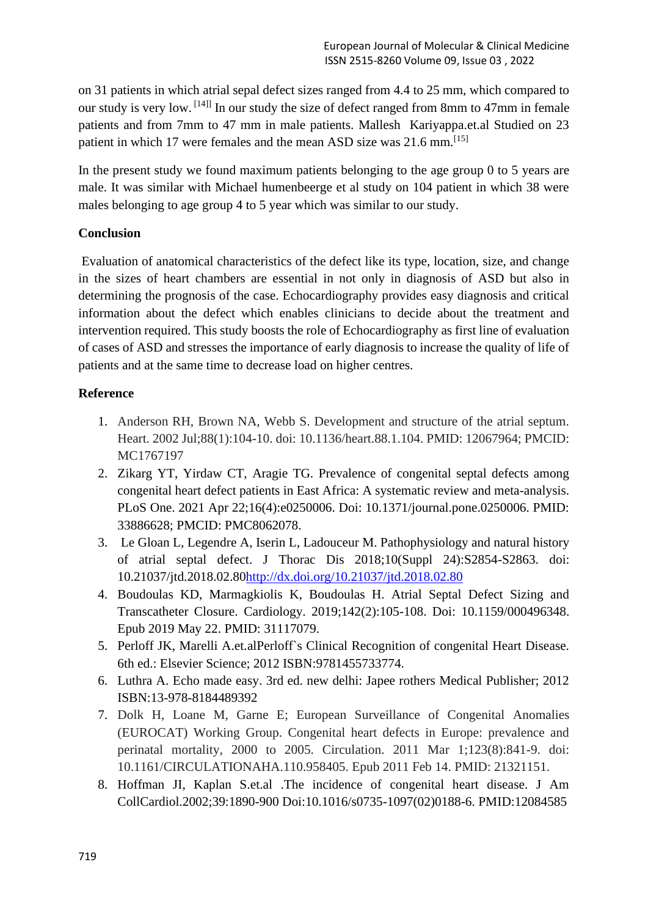on 31 patients in which atrial sepal defect sizes ranged from 4.4 to 25 mm, which compared to our study is very low. [14]] In our study the size of defect ranged from 8mm to 47mm in female patients and from 7mm to 47 mm in male patients. Mallesh Kariyappa.et.al Studied on 23 patient in which 17 were females and the mean ASD size was 21.6 mm.[15]

In the present study we found maximum patients belonging to the age group 0 to 5 years are male. It was similar with Michael humenbeerge et al study on 104 patient in which 38 were males belonging to age group 4 to 5 year which was similar to our study.

## Conclusion

Evaluation of anatomical characteristics of the defect like its type, location, size, and change in the sizes of heart chambers are essential in not only in diagnosis of ASD but also in determining the prognosis of the case. Echocardiography provides easy diagnosis and critical information about the defect which enables clinicians to decide about the treatment and intervention required. This study boosts the role of Echocardiography as first line of evaluation of cases of ASD and stresses the importance of early diagnosis to increase the quality of life of patients and at the same time to decrease load on higher centres.

## Reference

1. Anderson RH, Brown NA, Webb S. Development and structure of the atrial septum. Heart. 2002 Jul;88(1):104-10. doi: 10.1136/heart.88.1.104. PMID: 12067964; PMCID: MC1767197
2. Zikarg YT, Yirdaw CT, Aragie TG. Prevalence of congenital septal defects among congenital heart defect patients in East Africa: A systematic review and meta-analysis. PLoS One. 2021 Apr 22;16(4):e0250006. Doi: 10.1371/journal.pone.0250006. PMID: 33886628; PMCID: PMC8062078.
3. Le Gloan L, Legendre A, Iserin L, Ladouceur M. Pathophysiology and natural history of atrial septal defect. J Thorac Dis 2018;10(Suppl 24):S2854-S2863. doi: 10.21037/jtd.2018.02.80http://dx.doi.org/10.21037/jtd.2018.02.80
4. Boudoulas KD, Marmagkiolis K, Boudoulas H. Atrial Septal Defect Sizing and Transcatheter Closure. Cardiology. 2019;142(2):105-108. Doi: 10.1159/000496348. Epub 2019 May 22. PMID: 31117079.
5. Perloff JK, Marelli A.et.alPerloff`s Clinical Recognition of congenital Heart Disease. 6th ed.: Elsevier Science; 2012 ISBN:9781455733774.
6. Luthra A. Echo made easy. 3rd ed. new delhi: Japee rothers Medical Publisher; 2012 ISBN:13-978-8184489392
7. Dolk H, Loane M, Garne E; European Surveillance of Congenital Anomalies (EUROCAT) Working Group. Congenital heart defects in Europe: prevalence and perinatal mortality, 2000 to 2005. Circulation. 2011 Mar 1;123(8):841-9. doi: 10.1161/CIRCULATIONAHA.110.958405. Epub 2011 Feb 14. PMID: 21321151.
8. Hoffman JI, Kaplan S.et.al .The incidence of congenital heart disease. J Am CollCardiol.2002;39:1890-900 Doi:10.1016/s0735-1097(02)0188-6. PMID:12084585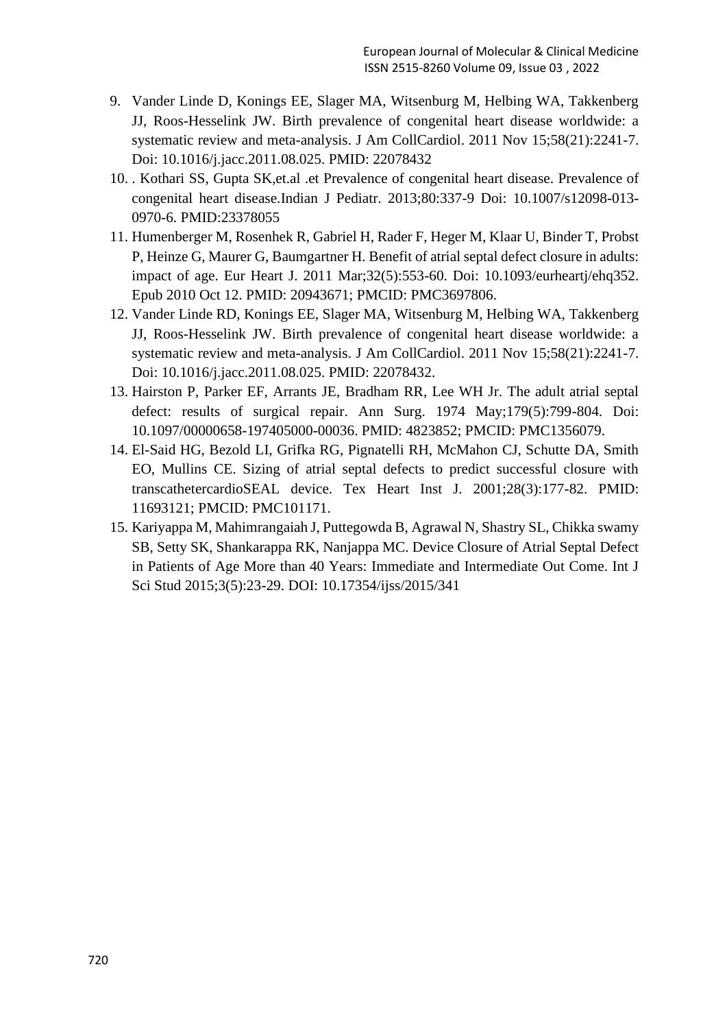9. Vander Linde D, Konings EE, Slager MA, Witsenburg M, Helbing WA, Takkenberg JJ, Roos-Hesselink JW. Birth prevalence of congenital heart disease worldwide: a systematic review and meta-analysis. J Am CollCardiol. 2011 Nov 15;58(21):2241-7. Doi: 10.1016/j.jacc.2011.08.025. PMID: 22078432
10. . Kothari SS, Gupta SK,et.al .et Prevalence of congenital heart disease. Prevalence of congenital heart disease.Indian J Pediatr. 2013;80:337-9 Doi: 10.1007/s12098-013-0970-6. PMID:23378055
11. Humenberger M, Rosenhek R, Gabriel H, Rader F, Heger M, Klaar U, Binder T, Probst P, Heinze G, Maurer G, Baumgartner H. Benefit of atrial septal defect closure in adults: impact of age. Eur Heart J. 2011 Mar;32(5):553-60. Doi: 10.1093/eurheartj/ehq352. Epub 2010 Oct 12. PMID: 20943671; PMCID: PMC3697806.
12. Vander Linde RD, Konings EE, Slager MA, Witsenburg M, Helbing WA, Takkenberg JJ, Roos-Hesselink JW. Birth prevalence of congenital heart disease worldwide: a systematic review and meta-analysis. J Am CollCardiol. 2011 Nov 15;58(21):2241-7. Doi: 10.1016/j.jacc.2011.08.025. PMID: 22078432.
13. Hairston P, Parker EF, Arrants JE, Bradham RR, Lee WH Jr. The adult atrial septal defect: results of surgical repair. Ann Surg. 1974 May;179(5):799-804. Doi: 10.1097/00000658-197405000-00036. PMID: 4823852; PMCID: PMC1356079.
14. El-Said HG, Bezold LI, Grifka RG, Pignatelli RH, McMahon CJ, Schutte DA, Smith EO, Mullins CE. Sizing of atrial septal defects to predict successful closure with transcathetercardioSEAL device. Tex Heart Inst J. 2001;28(3):177-82. PMID: 11693121; PMCID: PMC101171.
15. Kariyappa M, Mahimrangaiah J, Puttegowda B, Agrawal N, Shastry SL, Chikka swamy SB, Setty SK, Shankarappa RK, Nanjappa MC. Device Closure of Atrial Septal Defect in Patients of Age More than 40 Years: Immediate and Intermediate Out Come. Int J Sci Stud 2015;3(5):23-29. DOI: 10.17354/ijss/2015/341